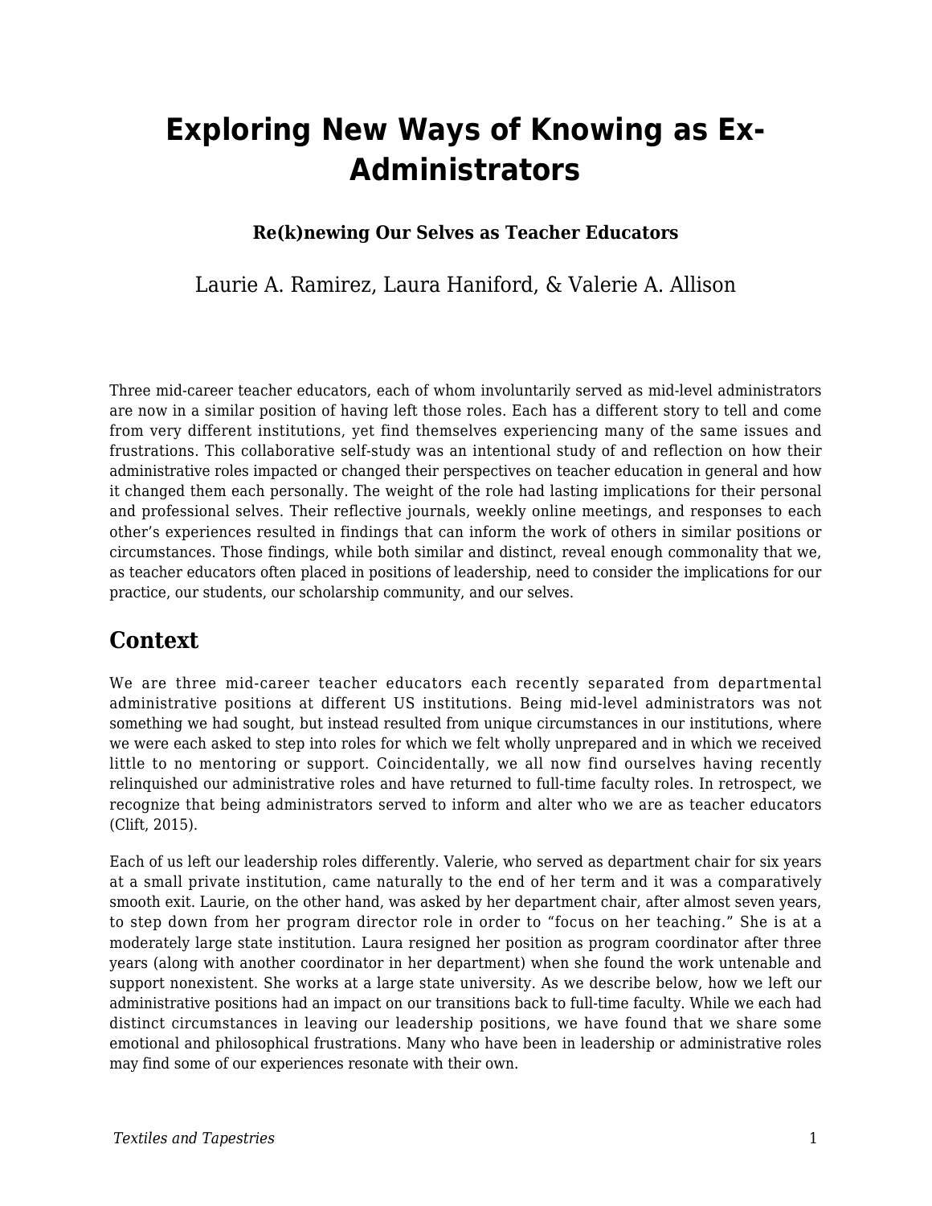# Exploring New Ways of Knowing as Ex-Administrators

### Re(k)newing Our Selves as Teacher Educators

Laurie A. Ramirez, Laura Haniford, & Valerie A. Allison

Three mid-career teacher educators, each of whom involuntarily served as mid-level administrators are now in a similar position of having left those roles. Each has a different story to tell and come from very different institutions, yet find themselves experiencing many of the same issues and frustrations. This collaborative self-study was an intentional study of and reflection on how their administrative roles impacted or changed their perspectives on teacher education in general and how it changed them each personally. The weight of the role had lasting implications for their personal and professional selves. Their reflective journals, weekly online meetings, and responses to each other's experiences resulted in findings that can inform the work of others in similar positions or circumstances. Those findings, while both similar and distinct, reveal enough commonality that we, as teacher educators often placed in positions of leadership, need to consider the implications for our practice, our students, our scholarship community, and our selves.

## Context

We are three mid-career teacher educators each recently separated from departmental administrative positions at different US institutions. Being mid-level administrators was not something we had sought, but instead resulted from unique circumstances in our institutions, where we were each asked to step into roles for which we felt wholly unprepared and in which we received little to no mentoring or support. Coincidentally, we all now find ourselves having recently relinquished our administrative roles and have returned to full-time faculty roles. In retrospect, we recognize that being administrators served to inform and alter who we are as teacher educators (Clift, 2015).

Each of us left our leadership roles differently. Valerie, who served as department chair for six years at a small private institution, came naturally to the end of her term and it was a comparatively smooth exit. Laurie, on the other hand, was asked by her department chair, after almost seven years, to step down from her program director role in order to "focus on her teaching." She is at a moderately large state institution. Laura resigned her position as program coordinator after three years (along with another coordinator in her department) when she found the work untenable and support nonexistent. She works at a large state university. As we describe below, how we left our administrative positions had an impact on our transitions back to full-time faculty. While we each had distinct circumstances in leaving our leadership positions, we have found that we share some emotional and philosophical frustrations. Many who have been in leadership or administrative roles may find some of our experiences resonate with their own.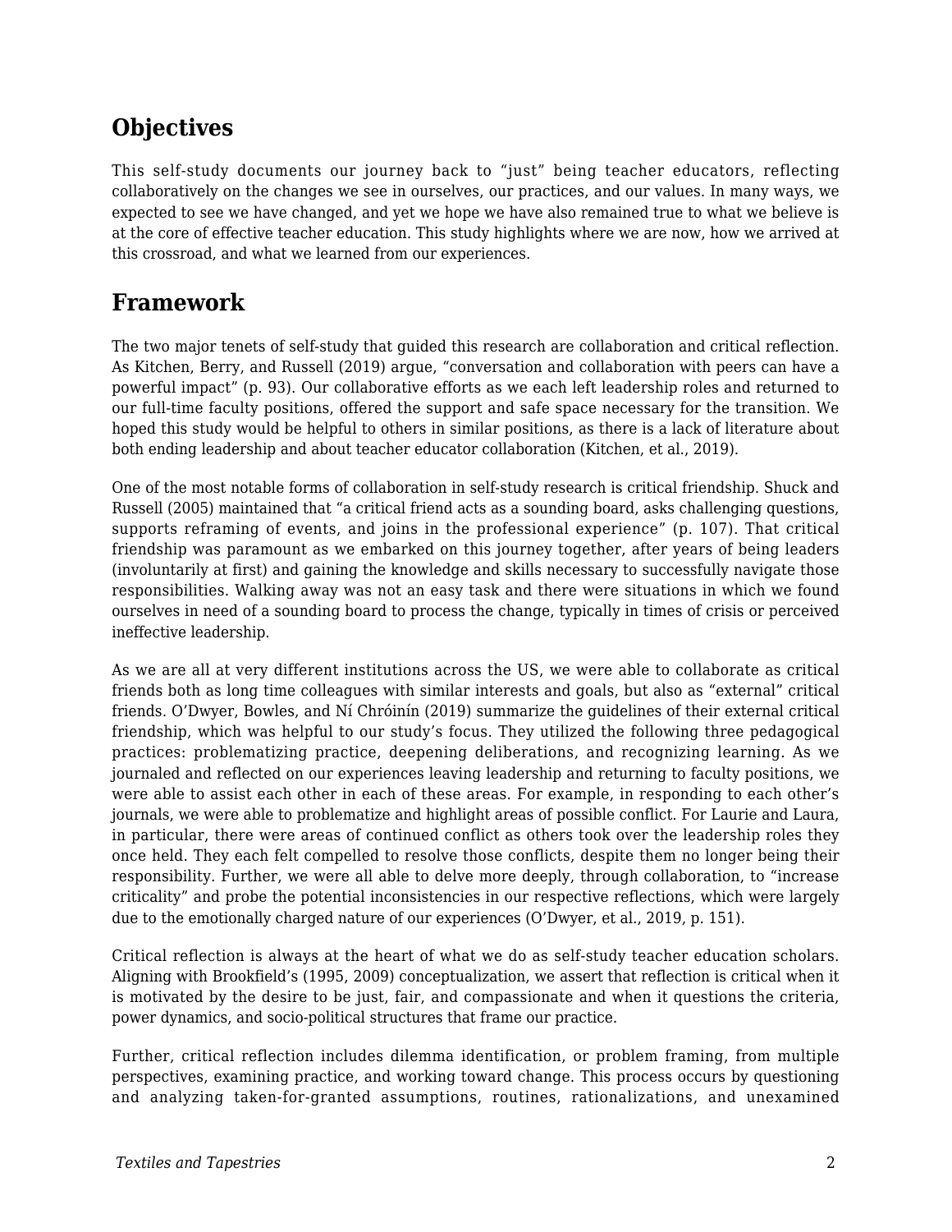## Objectives

This self-study documents our journey back to "just" being teacher educators, reflecting collaboratively on the changes we see in ourselves, our practices, and our values. In many ways, we expected to see we have changed, and yet we hope we have also remained true to what we believe is at the core of effective teacher education. This study highlights where we are now, how we arrived at this crossroad, and what we learned from our experiences.

## Framework

The two major tenets of self-study that guided this research are collaboration and critical reflection. As Kitchen, Berry, and Russell (2019) argue, "conversation and collaboration with peers can have a powerful impact" (p. 93). Our collaborative efforts as we each left leadership roles and returned to our full-time faculty positions, offered the support and safe space necessary for the transition. We hoped this study would be helpful to others in similar positions, as there is a lack of literature about both ending leadership and about teacher educator collaboration (Kitchen, et al., 2019).

One of the most notable forms of collaboration in self-study research is critical friendship. Shuck and Russell (2005) maintained that "a critical friend acts as a sounding board, asks challenging questions, supports reframing of events, and joins in the professional experience" (p. 107). That critical friendship was paramount as we embarked on this journey together, after years of being leaders (involuntarily at first) and gaining the knowledge and skills necessary to successfully navigate those responsibilities. Walking away was not an easy task and there were situations in which we found ourselves in need of a sounding board to process the change, typically in times of crisis or perceived ineffective leadership.

As we are all at very different institutions across the US, we were able to collaborate as critical friends both as long time colleagues with similar interests and goals, but also as "external" critical friends. O'Dwyer, Bowles, and Ní Chróinín (2019) summarize the guidelines of their external critical friendship, which was helpful to our study's focus. They utilized the following three pedagogical practices: problematizing practice, deepening deliberations, and recognizing learning. As we journaled and reflected on our experiences leaving leadership and returning to faculty positions, we were able to assist each other in each of these areas. For example, in responding to each other's journals, we were able to problematize and highlight areas of possible conflict. For Laurie and Laura, in particular, there were areas of continued conflict as others took over the leadership roles they once held. They each felt compelled to resolve those conflicts, despite them no longer being their responsibility. Further, we were all able to delve more deeply, through collaboration, to "increase criticality" and probe the potential inconsistencies in our respective reflections, which were largely due to the emotionally charged nature of our experiences (O'Dwyer, et al., 2019, p. 151).

Critical reflection is always at the heart of what we do as self-study teacher education scholars. Aligning with Brookfield's (1995, 2009) conceptualization, we assert that reflection is critical when it is motivated by the desire to be just, fair, and compassionate and when it questions the criteria, power dynamics, and socio-political structures that frame our practice.

Further, critical reflection includes dilemma identification, or problem framing, from multiple perspectives, examining practice, and working toward change. This process occurs by questioning and analyzing taken-for-granted assumptions, routines, rationalizations, and unexamined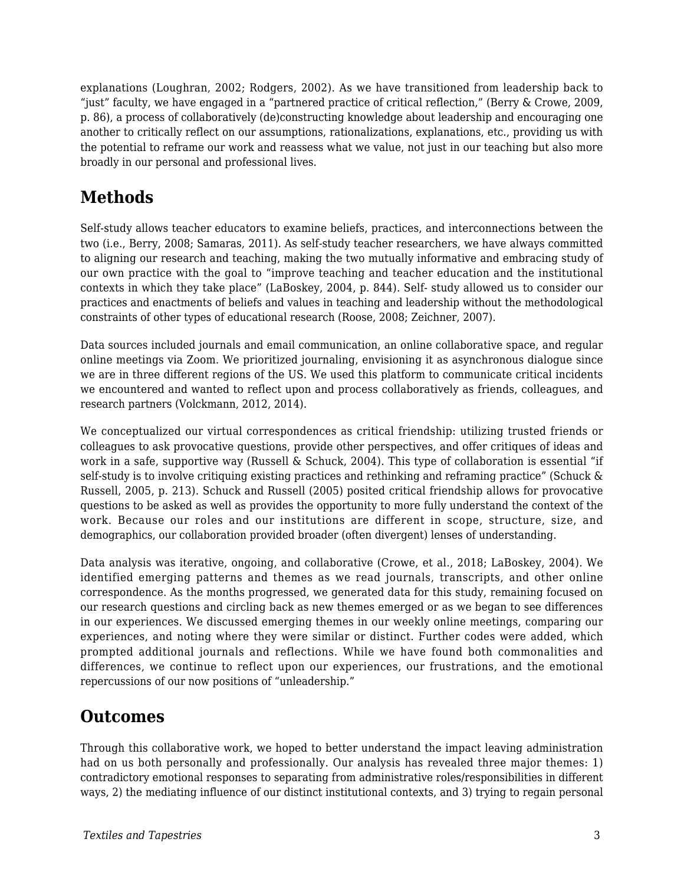explanations (Loughran, 2002; Rodgers, 2002). As we have transitioned from leadership back to "just" faculty, we have engaged in a "partnered practice of critical reflection," (Berry & Crowe, 2009, p. 86), a process of collaboratively (de)constructing knowledge about leadership and encouraging one another to critically reflect on our assumptions, rationalizations, explanations, etc., providing us with the potential to reframe our work and reassess what we value, not just in our teaching but also more broadly in our personal and professional lives.

## Methods

Self-study allows teacher educators to examine beliefs, practices, and interconnections between the two (i.e., Berry, 2008; Samaras, 2011). As self-study teacher researchers, we have always committed to aligning our research and teaching, making the two mutually informative and embracing study of our own practice with the goal to "improve teaching and teacher education and the institutional contexts in which they take place" (LaBoskey, 2004, p. 844). Self- study allowed us to consider our practices and enactments of beliefs and values in teaching and leadership without the methodological constraints of other types of educational research (Roose, 2008; Zeichner, 2007).

Data sources included journals and email communication, an online collaborative space, and regular online meetings via Zoom. We prioritized journaling, envisioning it as asynchronous dialogue since we are in three different regions of the US. We used this platform to communicate critical incidents we encountered and wanted to reflect upon and process collaboratively as friends, colleagues, and research partners (Volckmann, 2012, 2014).

We conceptualized our virtual correspondences as critical friendship: utilizing trusted friends or colleagues to ask provocative questions, provide other perspectives, and offer critiques of ideas and work in a safe, supportive way (Russell & Schuck, 2004). This type of collaboration is essential "if self-study is to involve critiquing existing practices and rethinking and reframing practice" (Schuck & Russell, 2005, p. 213). Schuck and Russell (2005) posited critical friendship allows for provocative questions to be asked as well as provides the opportunity to more fully understand the context of the work. Because our roles and our institutions are different in scope, structure, size, and demographics, our collaboration provided broader (often divergent) lenses of understanding.

Data analysis was iterative, ongoing, and collaborative (Crowe, et al., 2018; LaBoskey, 2004). We identified emerging patterns and themes as we read journals, transcripts, and other online correspondence. As the months progressed, we generated data for this study, remaining focused on our research questions and circling back as new themes emerged or as we began to see differences in our experiences. We discussed emerging themes in our weekly online meetings, comparing our experiences, and noting where they were similar or distinct. Further codes were added, which prompted additional journals and reflections. While we have found both commonalities and differences, we continue to reflect upon our experiences, our frustrations, and the emotional repercussions of our now positions of "unleadership."

## Outcomes

Through this collaborative work, we hoped to better understand the impact leaving administration had on us both personally and professionally. Our analysis has revealed three major themes: 1) contradictory emotional responses to separating from administrative roles/responsibilities in different ways, 2) the mediating influence of our distinct institutional contexts, and 3) trying to regain personal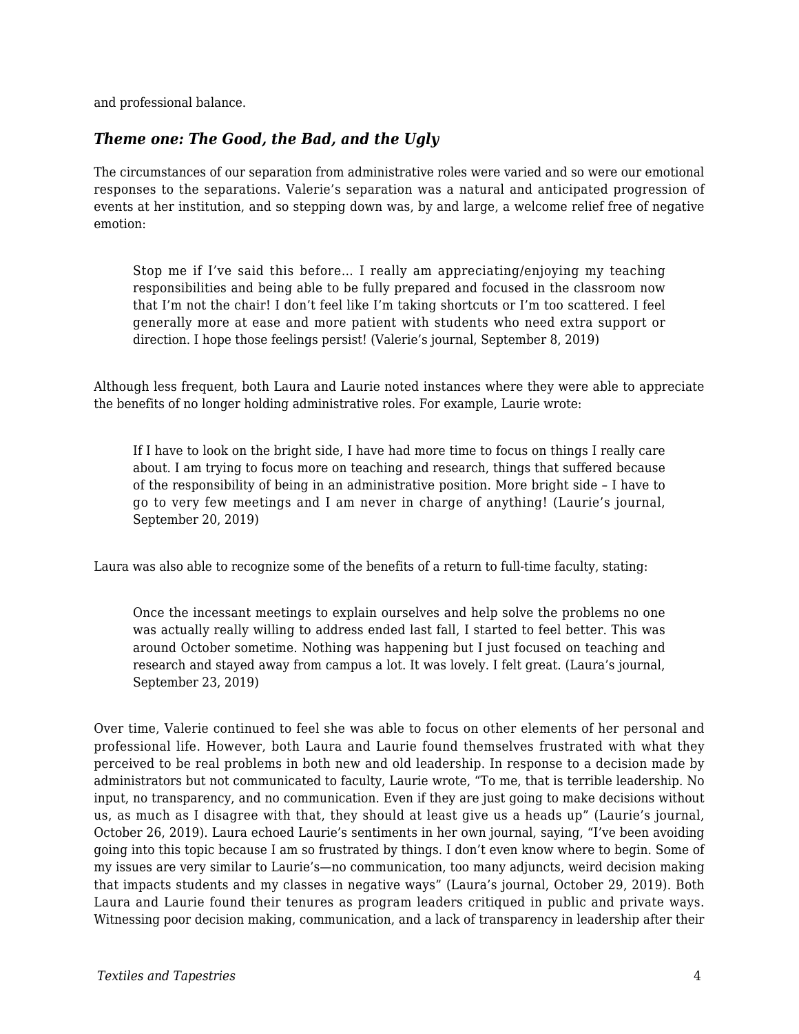and professional balance.

### *Theme one: The Good, the Bad, and the Ugly*

The circumstances of our separation from administrative roles were varied and so were our emotional responses to the separations. Valerie's separation was a natural and anticipated progression of events at her institution, and so stepping down was, by and large, a welcome relief free of negative emotion:

> Stop me if I've said this before… I really am appreciating/enjoying my teaching responsibilities and being able to be fully prepared and focused in the classroom now that I'm not the chair! I don't feel like I'm taking shortcuts or I'm too scattered. I feel generally more at ease and more patient with students who need extra support or direction. I hope those feelings persist! (Valerie's journal, September 8, 2019)

Although less frequent, both Laura and Laurie noted instances where they were able to appreciate the benefits of no longer holding administrative roles. For example, Laurie wrote:

> If I have to look on the bright side, I have had more time to focus on things I really care about. I am trying to focus more on teaching and research, things that suffered because of the responsibility of being in an administrative position. More bright side – I have to go to very few meetings and I am never in charge of anything! (Laurie's journal, September 20, 2019)

Laura was also able to recognize some of the benefits of a return to full-time faculty, stating:

> Once the incessant meetings to explain ourselves and help solve the problems no one was actually really willing to address ended last fall, I started to feel better. This was around October sometime. Nothing was happening but I just focused on teaching and research and stayed away from campus a lot. It was lovely. I felt great. (Laura's journal, September 23, 2019)

Over time, Valerie continued to feel she was able to focus on other elements of her personal and professional life. However, both Laura and Laurie found themselves frustrated with what they perceived to be real problems in both new and old leadership. In response to a decision made by administrators but not communicated to faculty, Laurie wrote, "To me, that is terrible leadership. No input, no transparency, and no communication. Even if they are just going to make decisions without us, as much as I disagree with that, they should at least give us a heads up" (Laurie's journal, October 26, 2019). Laura echoed Laurie's sentiments in her own journal, saying, "I've been avoiding going into this topic because I am so frustrated by things. I don't even know where to begin. Some of my issues are very similar to Laurie's—no communication, too many adjuncts, weird decision making that impacts students and my classes in negative ways" (Laura's journal, October 29, 2019). Both Laura and Laurie found their tenures as program leaders critiqued in public and private ways. Witnessing poor decision making, communication, and a lack of transparency in leadership after their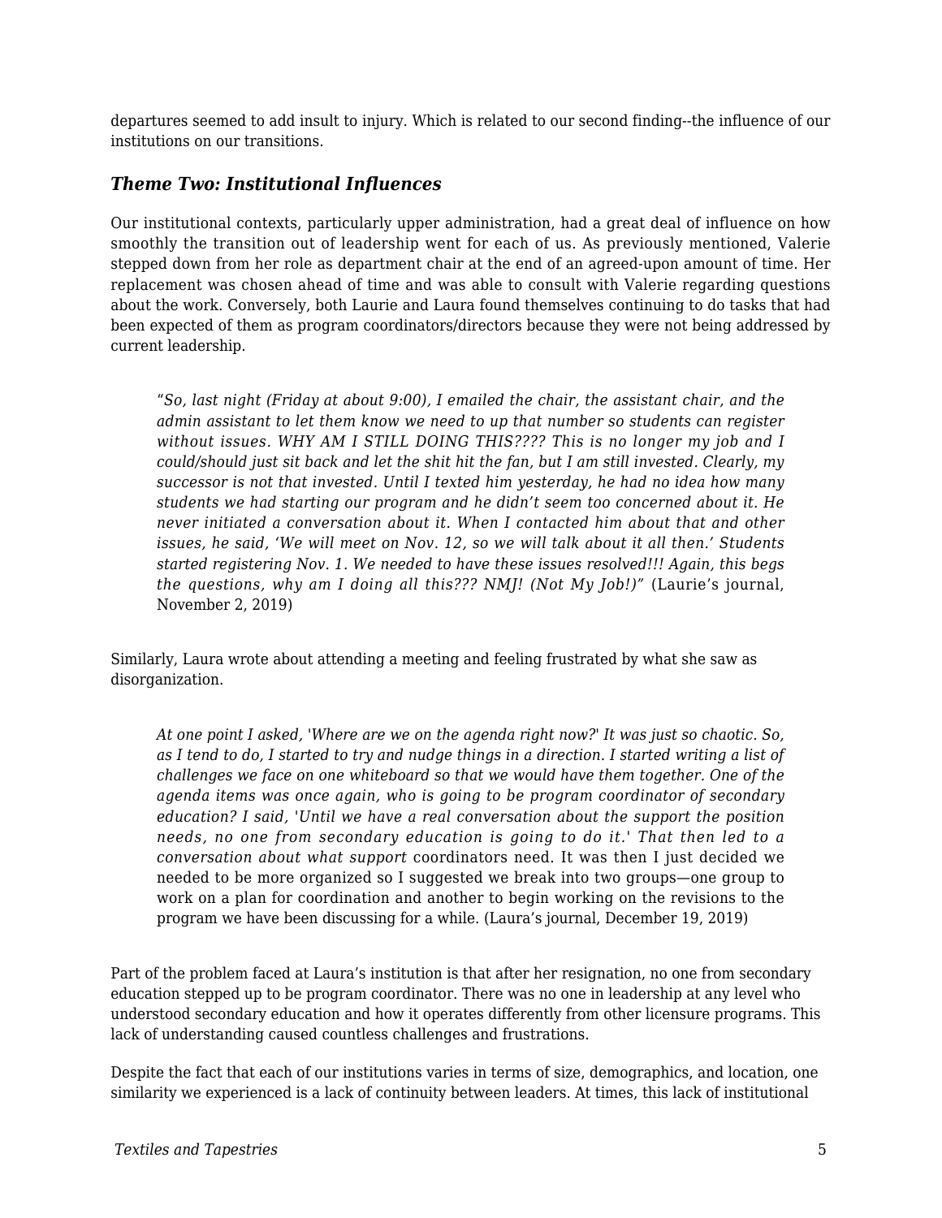departures seemed to add insult to injury. Which is related to our second finding--the influence of our institutions on our transitions.

### *Theme Two: Institutional Influences*

Our institutional contexts, particularly upper administration, had a great deal of influence on how smoothly the transition out of leadership went for each of us. As previously mentioned, Valerie stepped down from her role as department chair at the end of an agreed-upon amount of time. Her replacement was chosen ahead of time and was able to consult with Valerie regarding questions about the work. Conversely, both Laurie and Laura found themselves continuing to do tasks that had been expected of them as program coordinators/directors because they were not being addressed by current leadership.

> "*So, last night (Friday at about 9:00), I emailed the chair, the assistant chair, and the admin assistant to let them know we need to up that number so students can register without issues. WHY AM I STILL DOING THIS???? This is no longer my job and I could/should just sit back and let the shit hit the fan, but I am still invested. Clearly, my successor is not that invested. Until I texted him yesterday, he had no idea how many students we had starting our program and he didn't seem too concerned about it. He never initiated a conversation about it. When I contacted him about that and other issues, he said, 'We will meet on Nov. 12, so we will talk about it all then.' Students started registering Nov. 1. We needed to have these issues resolved!!! Again, this begs the questions, why am I doing all this??? NMJ! (Not My Job!)*" (Laurie's journal, November 2, 2019)

Similarly, Laura wrote about attending a meeting and feeling frustrated by what she saw as disorganization.

> *At one point I asked, 'Where are we on the agenda right now?' It was just so chaotic. So, as I tend to do, I started to try and nudge things in a direction. I started writing a list of challenges we face on one whiteboard so that we would have them together. One of the agenda items was once again, who is going to be program coordinator of secondary education? I said, 'Until we have a real conversation about the support the position needs, no one from secondary education is going to do it.' That then led to a conversation about what support* coordinators need. It was then I just decided we needed to be more organized so I suggested we break into two groups—one group to work on a plan for coordination and another to begin working on the revisions to the program we have been discussing for a while. (Laura's journal, December 19, 2019)

Part of the problem faced at Laura's institution is that after her resignation, no one from secondary education stepped up to be program coordinator. There was no one in leadership at any level who understood secondary education and how it operates differently from other licensure programs. This lack of understanding caused countless challenges and frustrations.

Despite the fact that each of our institutions varies in terms of size, demographics, and location, one similarity we experienced is a lack of continuity between leaders. At times, this lack of institutional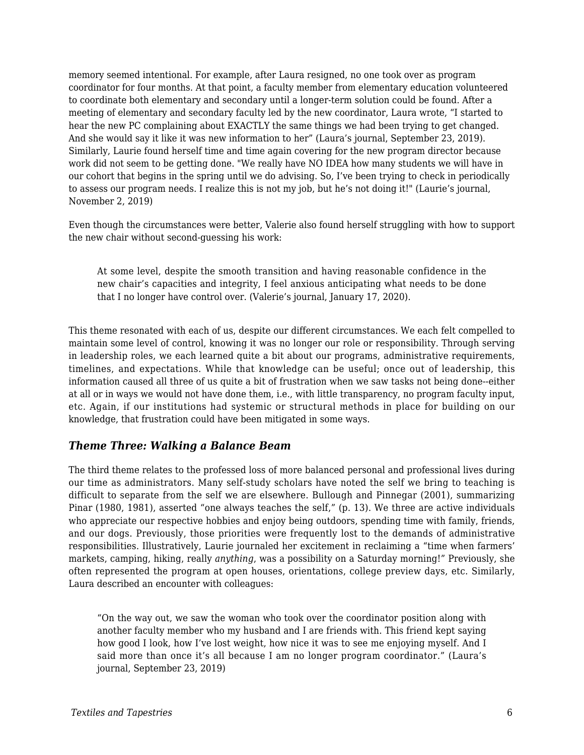memory seemed intentional. For example, after Laura resigned, no one took over as program coordinator for four months. At that point, a faculty member from elementary education volunteered to coordinate both elementary and secondary until a longer-term solution could be found. After a meeting of elementary and secondary faculty led by the new coordinator, Laura wrote, “I started to hear the new PC complaining about EXACTLY the same things we had been trying to get changed. And she would say it like it was new information to her” (Laura’s journal, September 23, 2019). Similarly, Laurie found herself time and time again covering for the new program director because work did not seem to be getting done. "We really have NO IDEA how many students we will have in our cohort that begins in the spring until we do advising. So, I’ve been trying to check in periodically to assess our program needs. I realize this is not my job, but he’s not doing it!" (Laurie’s journal, November 2, 2019)

Even though the circumstances were better, Valerie also found herself struggling with how to support the new chair without second-guessing his work:

> At some level, despite the smooth transition and having reasonable confidence in the new chair’s capacities and integrity, I feel anxious anticipating what needs to be done that I no longer have control over. (Valerie’s journal, January 17, 2020).

This theme resonated with each of us, despite our different circumstances. We each felt compelled to maintain some level of control, knowing it was no longer our role or responsibility. Through serving in leadership roles, we each learned quite a bit about our programs, administrative requirements, timelines, and expectations. While that knowledge can be useful; once out of leadership, this information caused all three of us quite a bit of frustration when we saw tasks not being done--either at all or in ways we would not have done them, i.e., with little transparency, no program faculty input, etc. Again, if our institutions had systemic or structural methods in place for building on our knowledge, that frustration could have been mitigated in some ways.

### *Theme Three: Walking a Balance Beam*

The third theme relates to the professed loss of more balanced personal and professional lives during our time as administrators. Many self-study scholars have noted the self we bring to teaching is difficult to separate from the self we are elsewhere. Bullough and Pinnegar (2001), summarizing Pinar (1980, 1981), asserted “one always teaches the self,” (p. 13). We three are active individuals who appreciate our respective hobbies and enjoy being outdoors, spending time with family, friends, and our dogs. Previously, those priorities were frequently lost to the demands of administrative responsibilities. Illustratively, Laurie journaled her excitement in reclaiming a “time when farmers’ markets, camping, hiking, really *anything*, was a possibility on a Saturday morning!” Previously, she often represented the program at open houses, orientations, college preview days, etc. Similarly, Laura described an encounter with colleagues:

> “On the way out, we saw the woman who took over the coordinator position along with another faculty member who my husband and I are friends with. This friend kept saying how good I look, how I’ve lost weight, how nice it was to see me enjoying myself. And I said more than once it’s all because I am no longer program coordinator.” (Laura’s journal, September 23, 2019)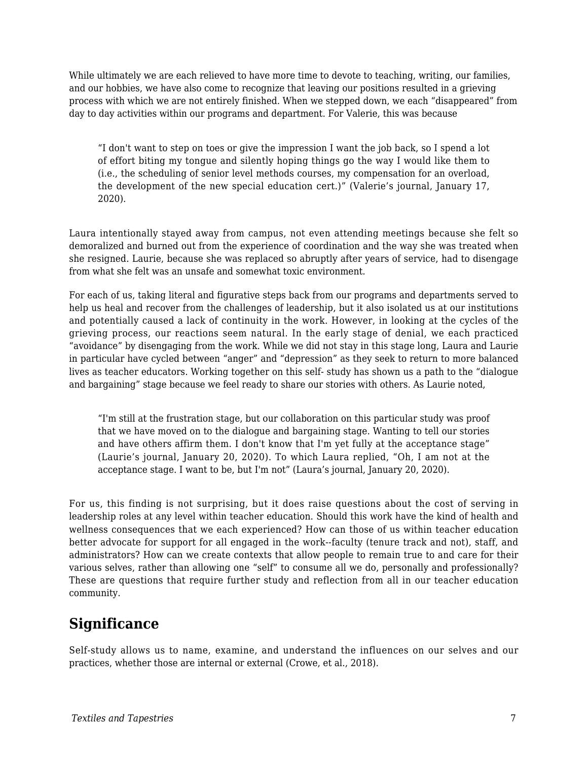While ultimately we are each relieved to have more time to devote to teaching, writing, our families, and our hobbies, we have also come to recognize that leaving our positions resulted in a grieving process with which we are not entirely finished. When we stepped down, we each “disappeared” from day to day activities within our programs and department. For Valerie, this was because

> “I don't want to step on toes or give the impression I want the job back, so I spend a lot of effort biting my tongue and silently hoping things go the way I would like them to (i.e., the scheduling of senior level methods courses, my compensation for an overload, the development of the new special education cert.)” (Valerie’s journal, January 17, 2020).

Laura intentionally stayed away from campus, not even attending meetings because she felt so demoralized and burned out from the experience of coordination and the way she was treated when she resigned. Laurie, because she was replaced so abruptly after years of service, had to disengage from what she felt was an unsafe and somewhat toxic environment.

For each of us, taking literal and figurative steps back from our programs and departments served to help us heal and recover from the challenges of leadership, but it also isolated us at our institutions and potentially caused a lack of continuity in the work. However, in looking at the cycles of the grieving process, our reactions seem natural. In the early stage of denial, we each practiced “avoidance” by disengaging from the work. While we did not stay in this stage long, Laura and Laurie in particular have cycled between “anger” and “depression” as they seek to return to more balanced lives as teacher educators. Working together on this self- study has shown us a path to the “dialogue and bargaining” stage because we feel ready to share our stories with others. As Laurie noted,

> “I'm still at the frustration stage, but our collaboration on this particular study was proof that we have moved on to the dialogue and bargaining stage. Wanting to tell our stories and have others affirm them. I don't know that I'm yet fully at the acceptance stage” (Laurie’s journal, January 20, 2020). To which Laura replied, “Oh, I am not at the acceptance stage. I want to be, but I'm not” (Laura’s journal, January 20, 2020).

For us, this finding is not surprising, but it does raise questions about the cost of serving in leadership roles at any level within teacher education. Should this work have the kind of health and wellness consequences that we each experienced? How can those of us within teacher education better advocate for support for all engaged in the work--faculty (tenure track and not), staff, and administrators? How can we create contexts that allow people to remain true to and care for their various selves, rather than allowing one “self” to consume all we do, personally and professionally? These are questions that require further study and reflection from all in our teacher education community.

## Significance

Self-study allows us to name, examine, and understand the influences on our selves and our practices, whether those are internal or external (Crowe, et al., 2018).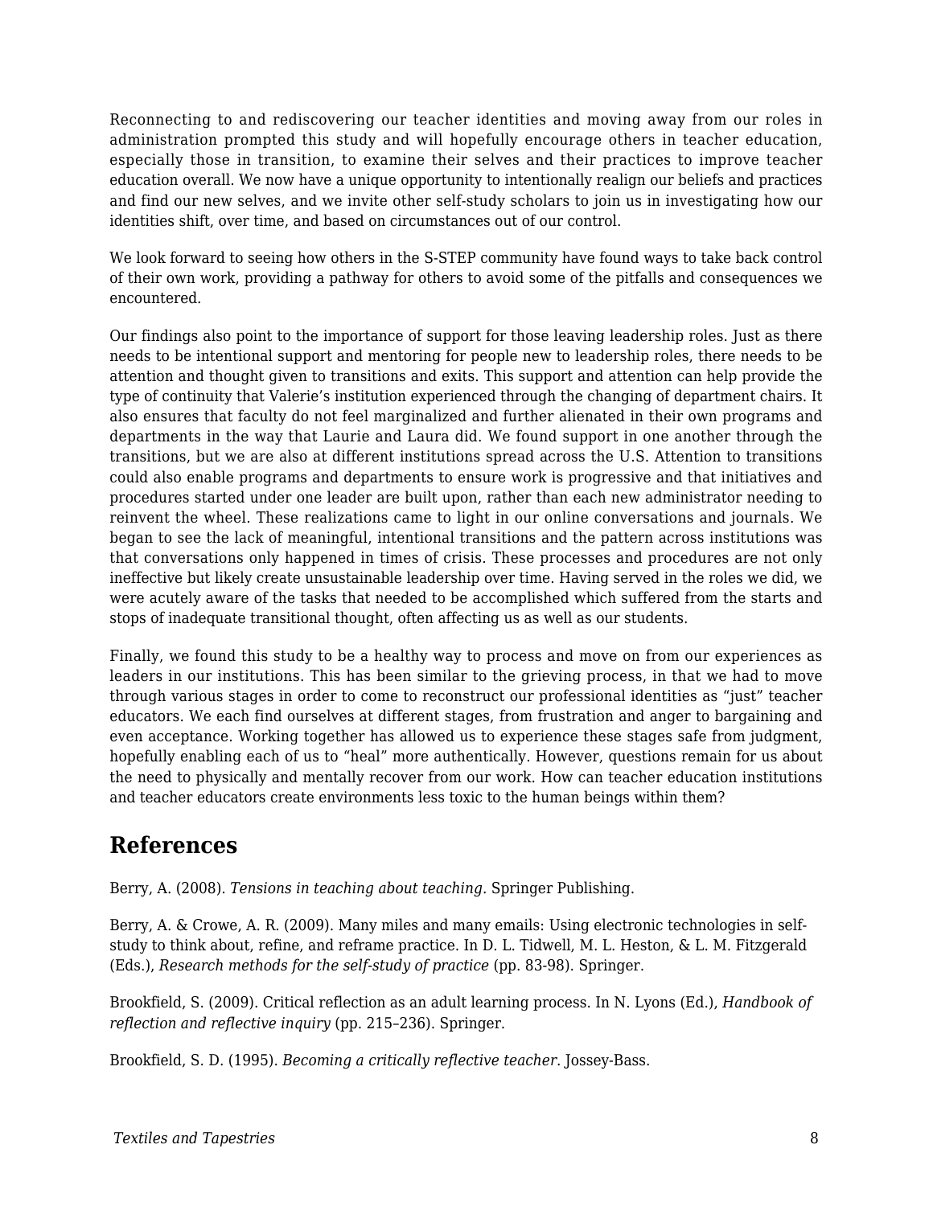Reconnecting to and rediscovering our teacher identities and moving away from our roles in administration prompted this study and will hopefully encourage others in teacher education, especially those in transition, to examine their selves and their practices to improve teacher education overall. We now have a unique opportunity to intentionally realign our beliefs and practices and find our new selves, and we invite other self-study scholars to join us in investigating how our identities shift, over time, and based on circumstances out of our control.

We look forward to seeing how others in the S-STEP community have found ways to take back control of their own work, providing a pathway for others to avoid some of the pitfalls and consequences we encountered.

Our findings also point to the importance of support for those leaving leadership roles. Just as there needs to be intentional support and mentoring for people new to leadership roles, there needs to be attention and thought given to transitions and exits. This support and attention can help provide the type of continuity that Valerie's institution experienced through the changing of department chairs. It also ensures that faculty do not feel marginalized and further alienated in their own programs and departments in the way that Laurie and Laura did. We found support in one another through the transitions, but we are also at different institutions spread across the U.S. Attention to transitions could also enable programs and departments to ensure work is progressive and that initiatives and procedures started under one leader are built upon, rather than each new administrator needing to reinvent the wheel. These realizations came to light in our online conversations and journals. We began to see the lack of meaningful, intentional transitions and the pattern across institutions was that conversations only happened in times of crisis. These processes and procedures are not only ineffective but likely create unsustainable leadership over time. Having served in the roles we did, we were acutely aware of the tasks that needed to be accomplished which suffered from the starts and stops of inadequate transitional thought, often affecting us as well as our students.

Finally, we found this study to be a healthy way to process and move on from our experiences as leaders in our institutions. This has been similar to the grieving process, in that we had to move through various stages in order to come to reconstruct our professional identities as "just" teacher educators. We each find ourselves at different stages, from frustration and anger to bargaining and even acceptance. Working together has allowed us to experience these stages safe from judgment, hopefully enabling each of us to "heal" more authentically. However, questions remain for us about the need to physically and mentally recover from our work. How can teacher education institutions and teacher educators create environments less toxic to the human beings within them?

## References

Berry, A. (2008). *Tensions in teaching about teaching*. Springer Publishing.

Berry, A. & Crowe, A. R. (2009). Many miles and many emails: Using electronic technologies in self-study to think about, refine, and reframe practice. In D. L. Tidwell, M. L. Heston, & L. M. Fitzgerald (Eds.), *Research methods for the self-study of practice* (pp. 83-98). Springer.

Brookfield, S. (2009). Critical reflection as an adult learning process. In N. Lyons (Ed.), *Handbook of reflection and reflective inquiry* (pp. 215–236). Springer.

Brookfield, S. D. (1995). *Becoming a critically reflective teacher*. Jossey-Bass.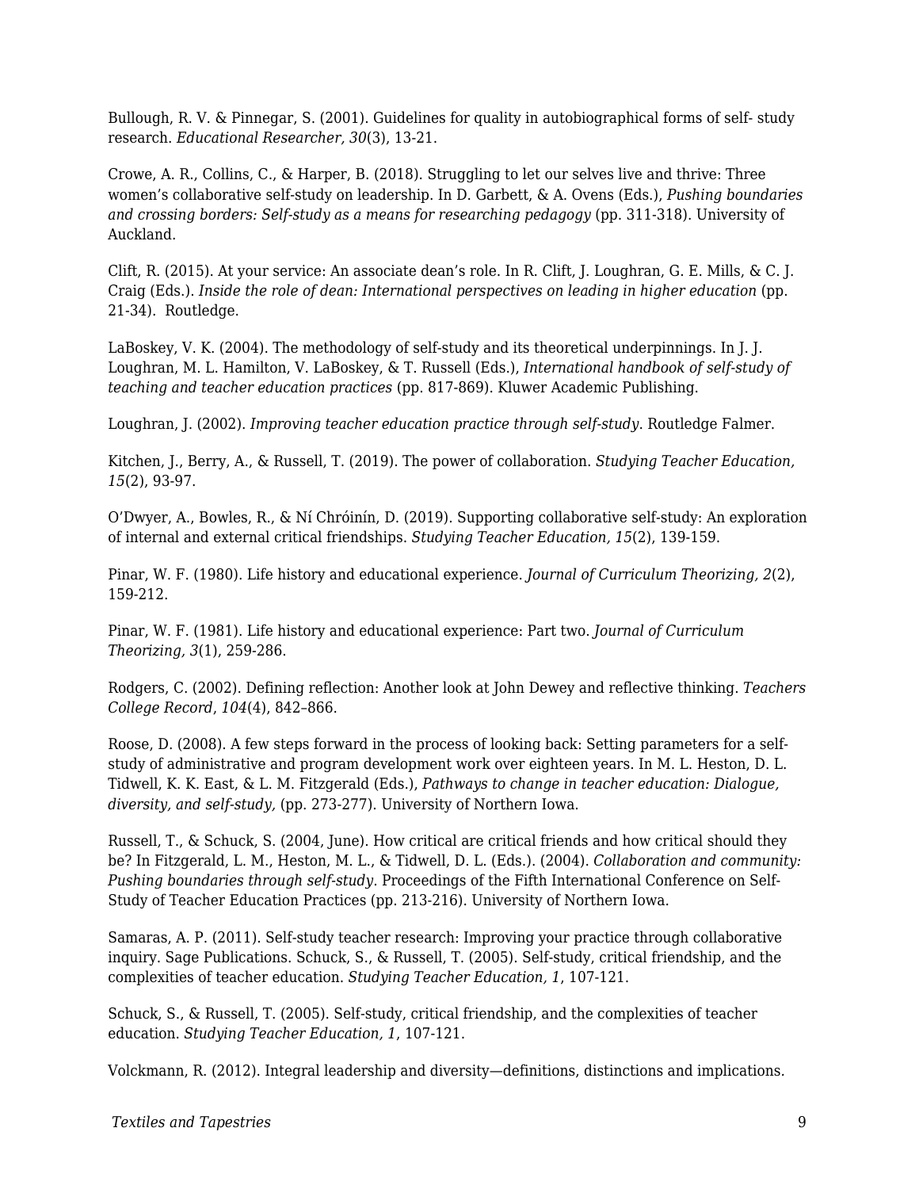Bullough, R. V. & Pinnegar, S. (2001). Guidelines for quality in autobiographical forms of self- study research. *Educational Researcher, 30*(3), 13-21.

Crowe, A. R., Collins, C., & Harper, B. (2018). Struggling to let our selves live and thrive: Three women's collaborative self-study on leadership. In D. Garbett, & A. Ovens (Eds.), *Pushing boundaries and crossing borders: Self-study as a means for researching pedagogy* (pp. 311-318). University of Auckland.

Clift, R. (2015). At your service: An associate dean's role. In R. Clift, J. Loughran, G. E. Mills, & C. J. Craig (Eds.). *Inside the role of dean: International perspectives on leading in higher education* (pp. 21-34). Routledge.

LaBoskey, V. K. (2004). The methodology of self-study and its theoretical underpinnings. In J. J. Loughran, M. L. Hamilton, V. LaBoskey, & T. Russell (Eds.), *International handbook of self-study of teaching and teacher education practices* (pp. 817-869). Kluwer Academic Publishing.

Loughran, J. (2002). *Improving teacher education practice through self-study*. Routledge Falmer.

Kitchen, J., Berry, A., & Russell, T. (2019). The power of collaboration. *Studying Teacher Education, 15*(2), 93-97.

O'Dwyer, A., Bowles, R., & Ní Chróinín, D. (2019). Supporting collaborative self-study: An exploration of internal and external critical friendships. *Studying Teacher Education, 15*(2), 139-159.

Pinar, W. F. (1980). Life history and educational experience. *Journal of Curriculum Theorizing, 2*(2), 159-212.

Pinar, W. F. (1981). Life history and educational experience: Part two. *Journal of Curriculum Theorizing, 3*(1), 259-286.

Rodgers, C. (2002). Defining reflection: Another look at John Dewey and reflective thinking. *Teachers College Record*, *104*(4), 842–866.

Roose, D. (2008). A few steps forward in the process of looking back: Setting parameters for a self-study of administrative and program development work over eighteen years. In M. L. Heston, D. L. Tidwell, K. K. East, & L. M. Fitzgerald (Eds.), *Pathways to change in teacher education: Dialogue, diversity, and self-study,* (pp. 273-277). University of Northern Iowa.

Russell, T., & Schuck, S. (2004, June). How critical are critical friends and how critical should they be? In Fitzgerald, L. M., Heston, M. L., & Tidwell, D. L. (Eds.). (2004). *Collaboration and community: Pushing boundaries through self-study*. Proceedings of the Fifth International Conference on Self-Study of Teacher Education Practices (pp. 213-216). University of Northern Iowa.

Samaras, A. P. (2011). Self-study teacher research: Improving your practice through collaborative inquiry. Sage Publications. Schuck, S., & Russell, T. (2005). Self-study, critical friendship, and the complexities of teacher education. *Studying Teacher Education, 1*, 107-121.

Schuck, S., & Russell, T. (2005). Self-study, critical friendship, and the complexities of teacher education. *Studying Teacher Education, 1*, 107-121.

Volckmann, R. (2012). Integral leadership and diversity—definitions, distinctions and implications.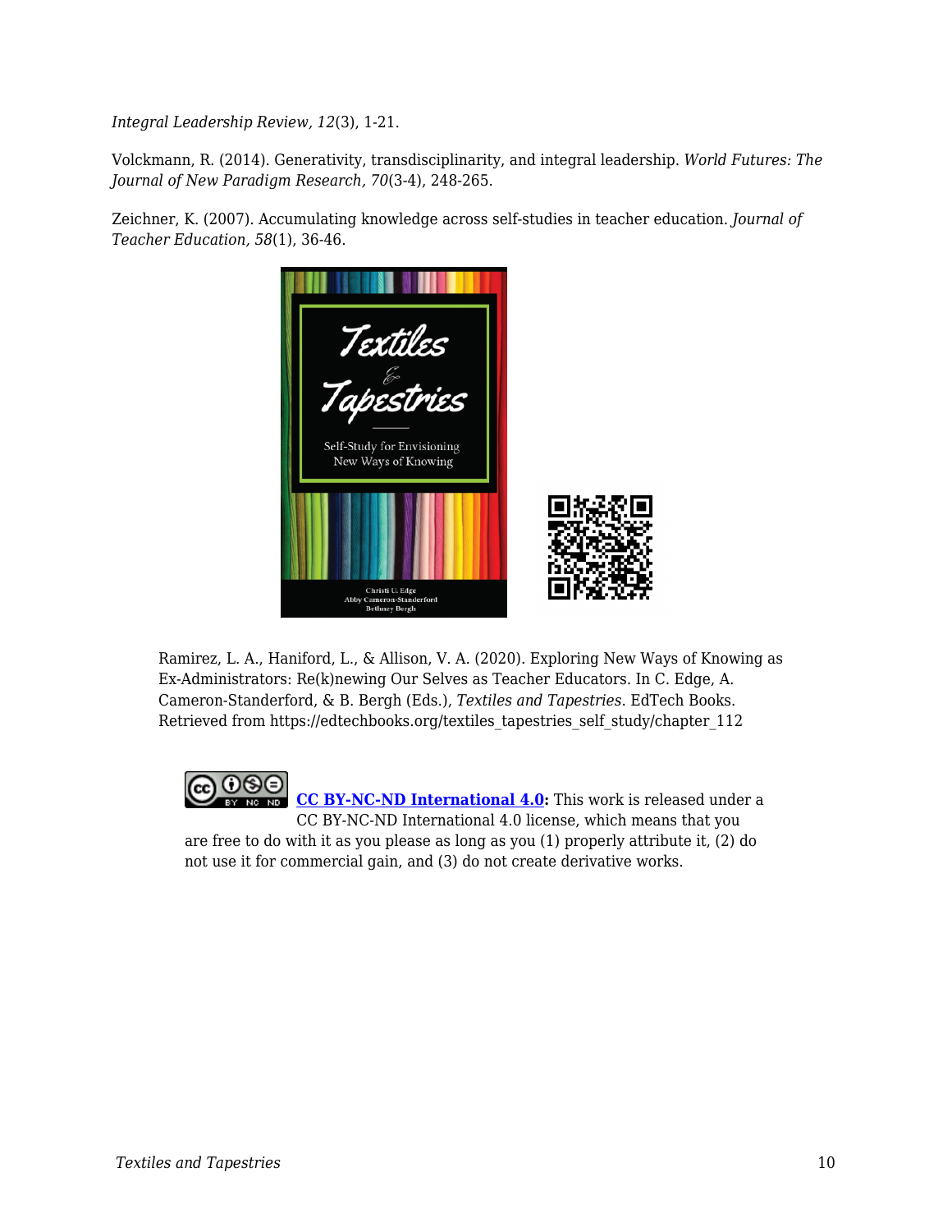*Integral Leadership Review, 12*(3), 1-21.

Volckmann, R. (2014). Generativity, transdisciplinarity, and integral leadership. *World Futures: The Journal of New Paradigm Research, 70*(3-4), 248-265.

Zeichner, K. (2007). Accumulating knowledge across self-studies in teacher education. *Journal of Teacher Education, 58*(1), 36-46.

Ramirez, L. A., Haniford, L., & Allison, V. A. (2020). Exploring New Ways of Knowing as Ex-Administrators: Re(k)newing Our Selves as Teacher Educators. In C. Edge, A. Cameron-Standerford, & B. Bergh (Eds.), *Textiles and Tapestries*. EdTech Books. Retrieved from https://edtechbooks.org/textiles_tapestries_self_study/chapter_112

**CC BY-NC-ND International 4.0:** This work is released under a CC BY-NC-ND International 4.0 license, which means that you are free to do with it as you please as long as you (1) properly attribute it, (2) do not use it for commercial gain, and (3) do not create derivative works.